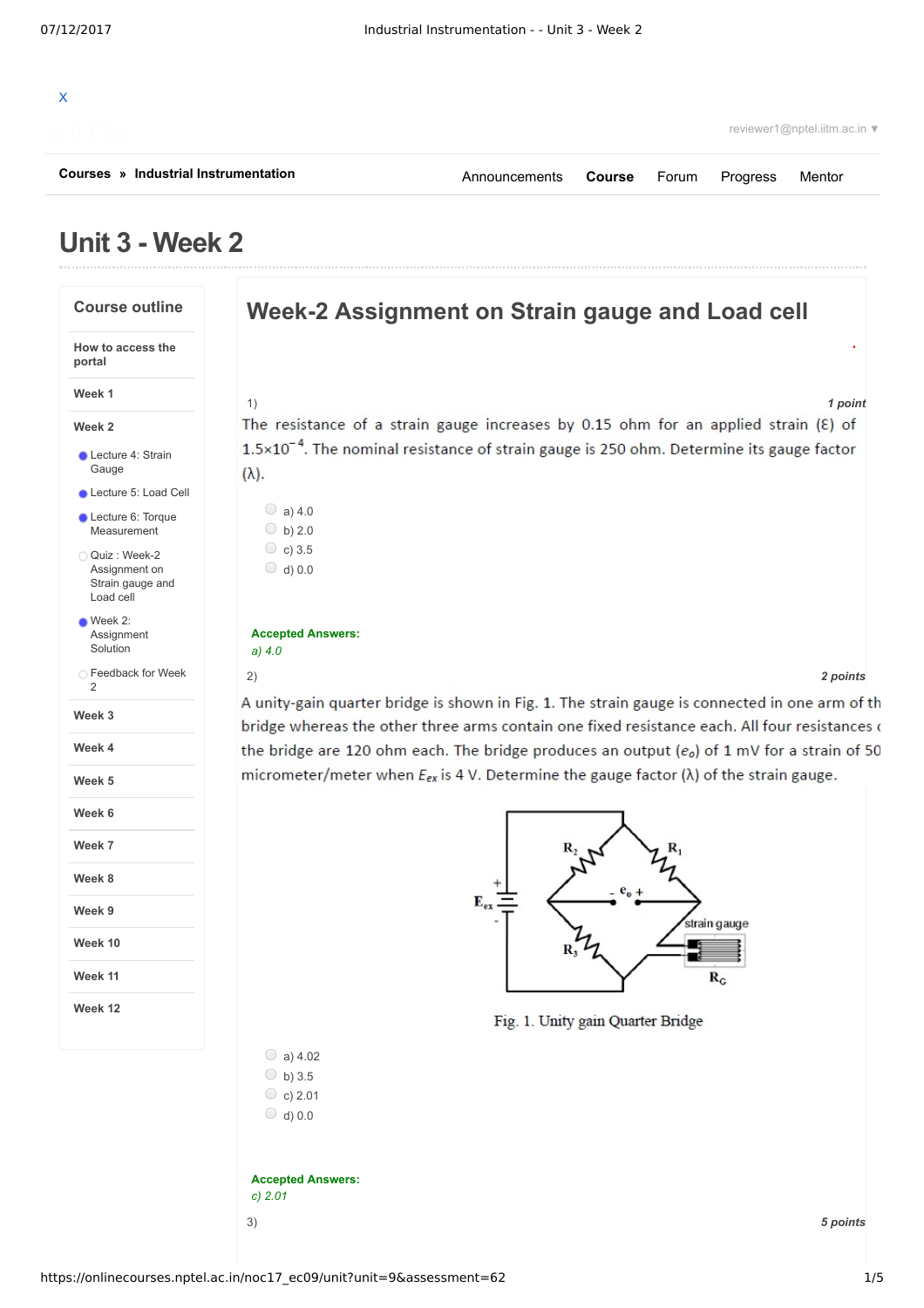X

reviewer1@nptel.iitm.ac.in ▼

**Courses** » **Industrial Instrumentation**

Announcements **Course** Forum Progress Mentor

# Unit 3 - Week 2

## Course outline

**How to access the portal**

**Week 1**

**Week 2**

- Lecture 4: Strain Gauge
- Lecture 5: Load Cell
- Lecture 6: Torque Measurement
- Quiz : Week-2 Assignment on Strain gauge and Load cell
- Week 2: Assignment Solution
- Feedback for Week 2

**Week 3**

**Week 4**

**Week 5**

**Week 6**

**Week 7**

**Week 8**

**Week 9**

**Week 10**

**Week 11**

**Week 12**

## Week-2 Assignment on Strain gauge and Load cell

1) *1 point*

The resistance of a strain gauge increases by 0.15 ohm for an applied strain (Ɛ) of $1.5\times10^{-4}$. The nominal resistance of strain gauge is 250 ohm. Determine its gauge factor (λ).

- a) 4.0
- b) 2.0
- c) 3.5
- d) 0.0

**Accepted Answers:**
*a) 4.0*

2) *2 points*

A unity-gain quarter bridge is shown in Fig. 1. The strain gauge is connected in one arm of th bridge whereas the other three arms contain one fixed resistance each. All four resistances c the bridge are 120 ohm each. The bridge produces an output ($e_o$) of 1 mV for a strain of 50 micrometer/meter when $E_{ex}$ is 4 V. Determine the gauge factor (λ) of the strain gauge.

Fig. 1. Unity gain Quarter Bridge

- a) 4.02
- b) 3.5
- c) 2.01
- d) 0.0

**Accepted Answers:**
*c) 2.01*

3) *5 points*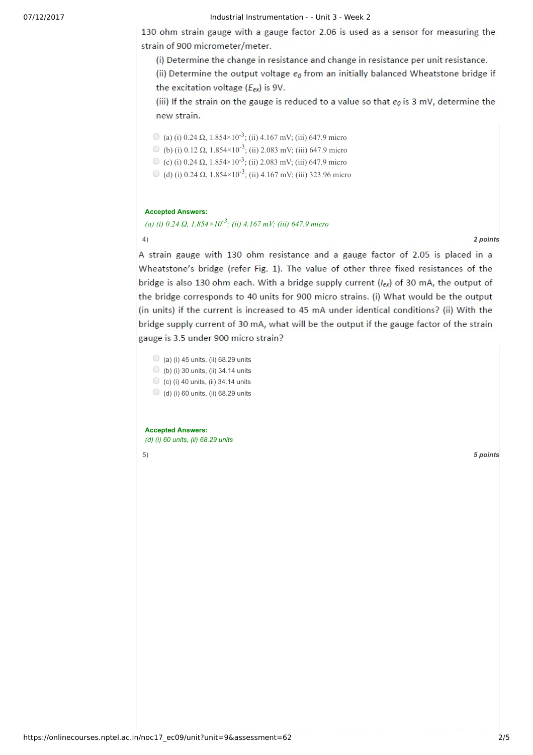130 ohm strain gauge with a gauge factor 2.06 is used as a sensor for measuring the strain of 900 micrometer/meter.

(i) Determine the change in resistance and change in resistance per unit resistance.

(ii) Determine the output voltage $e_0$ from an initially balanced Wheatstone bridge if the excitation voltage ($E_{ex}$) is 9V.

(iii) If the strain on the gauge is reduced to a value so that $e_0$ is 3 mV, determine the new strain.

- (a) (i) 0.24 Ω, $1.854\times10^{-3}$; (ii) 4.167 mV; (iii) 647.9 micro
- (b) (i) 0.12 Ω, $1.854\times10^{-3}$; (ii) 2.083 mV; (iii) 647.9 micro
- (c) (i) 0.24 Ω, $1.854\times10^{-3}$; (ii) 2.083 mV; (iii) 647.9 micro
- (d) (i) 0.24 Ω, $1.854\times10^{-3}$; (ii) 4.167 mV; (iii) 323.96 micro

**Accepted Answers:**
*(a) (i) 0.24 Ω, $1.854\times10^{-3}$; (ii) 4.167 mV; (iii) 647.9 micro*

4) **2 points**

A strain gauge with 130 ohm resistance and a gauge factor of 2.05 is placed in a Wheatstone's bridge (refer Fig. 1). The value of other three fixed resistances of the bridge is also 130 ohm each. With a bridge supply current ($I_{ex}$) of 30 mA, the output of the bridge corresponds to 40 units for 900 micro strains. (i) What would be the output (in units) if the current is increased to 45 mA under identical conditions? (ii) With the bridge supply current of 30 mA, what will be the output if the gauge factor of the strain gauge is 3.5 under 900 micro strain?

- (a) (i) 45 units, (ii) 68.29 units
- (b) (i) 30 units, (ii) 34.14 units
- (c) (i) 40 units, (ii) 34.14 units
- (d) (i) 60 units, (ii) 68.29 units

**Accepted Answers:**
*(d) (i) 60 units, (ii) 68.29 units*

5) **5 points**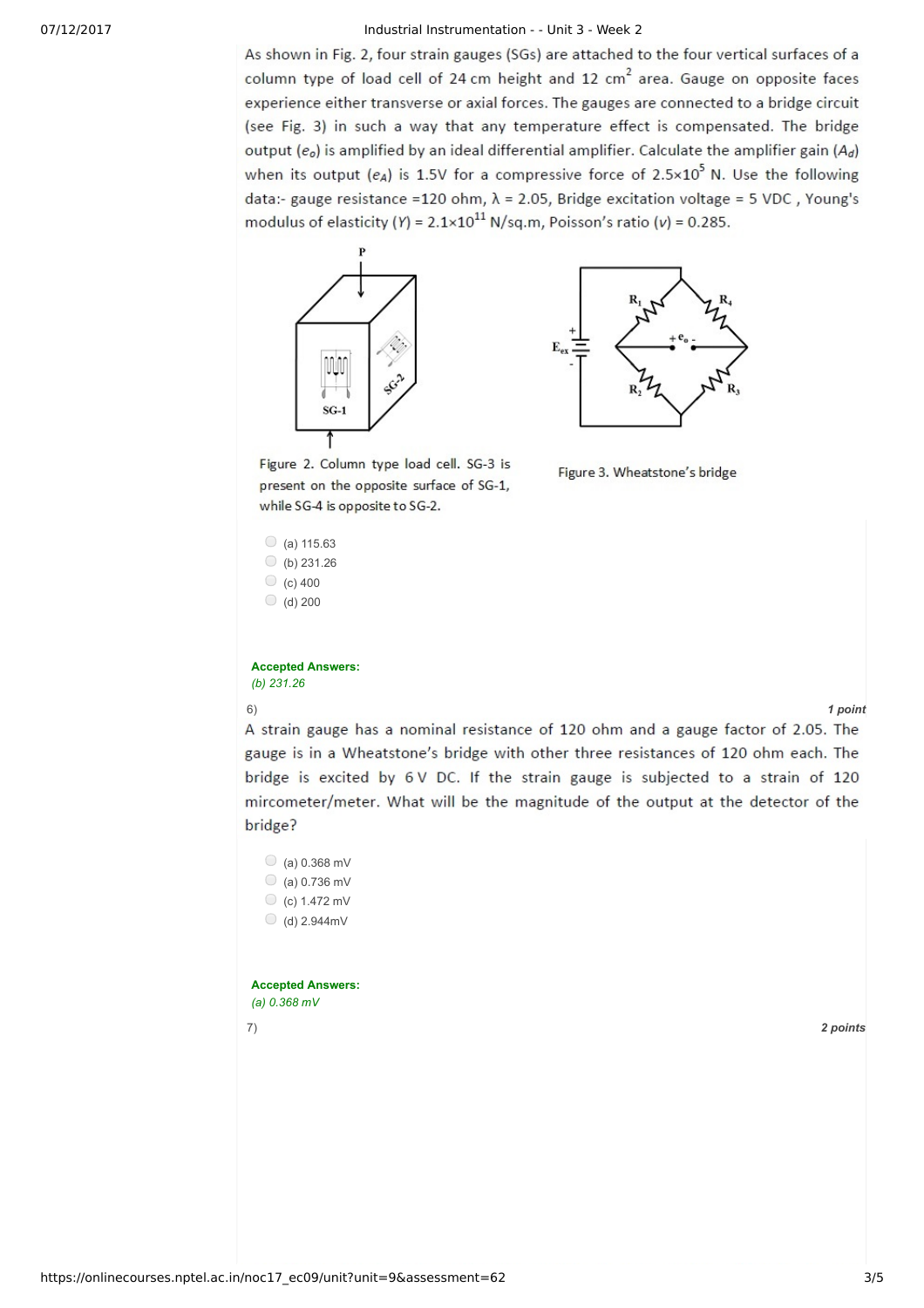As shown in Fig. 2, four strain gauges (SGs) are attached to the four vertical surfaces of a column type of load cell of 24 cm height and 12 $cm^2$ area. Gauge on opposite faces experience either transverse or axial forces. The gauges are connected to a bridge circuit (see Fig. 3) in such a way that any temperature effect is compensated. The bridge output ($e_o$) is amplified by an ideal differential amplifier. Calculate the amplifier gain ($A_d$) when its output ($e_A$) is 1.5V for a compressive force of $2.5\times10^5$ N. Use the following data:- gauge resistance =120 ohm, $\lambda$ = 2.05, Bridge excitation voltage = 5 VDC , Young's modulus of elasticity ($Y$) = $2.1\times10^{11}$ N/sq.m, Poisson's ratio ($v$) = 0.285.

Figure 2. Column type load cell. SG-3 is present on the opposite surface of SG-1, while SG-4 is opposite to SG-2.

Figure 3. Wheatstone's bridge

- (a) 115.63
- (b) 231.26
- (c) 400
- (d) 200

**Accepted Answers:**
*(b) 231.26*

6) *1 point*

A strain gauge has a nominal resistance of 120 ohm and a gauge factor of 2.05. The gauge is in a Wheatstone's bridge with other three resistances of 120 ohm each. The bridge is excited by 6 V DC. If the strain gauge is subjected to a strain of 120 mircometer/meter. What will be the magnitude of the output at the detector of the bridge?

- (a) 0.368 mV
- (a) 0.736 mV
- (c) 1.472 mV
- (d) 2.944mV

**Accepted Answers:**
*(a) 0.368 mV*

7) *2 points*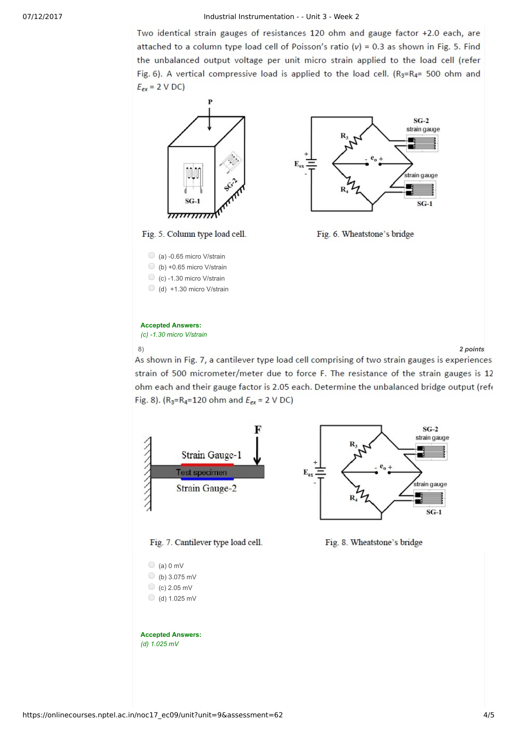Two identical strain gauges of resistances 120 ohm and gauge factor +2.0 each, are attached to a column type load cell of Poisson's ratio ($v$) = 0.3 as shown in Fig. 5. Find the unbalanced output voltage per unit micro strain applied to the load cell (refer Fig. 6). A vertical compressive load is applied to the load cell. ($R_3$=$R_4$= 500 ohm and $E_{ex}$ = 2 V DC)

Fig. 5. Column type load cell.

Fig. 6. Wheatstone's bridge

- (a) -0.65 micro V/strain
- (b) +0.65 micro V/strain
- (c) -1.30 micro V/strain
- (d) +1.30 micro V/strain

**Accepted Answers:**
*(c) -1.30 micro V/strain*

8) ***2 points***

As shown in Fig. 7, a cantilever type load cell comprising of two strain gauges is experiences strain of 500 micrometer/meter due to force F. The resistance of the strain gauges is 12 ohm each and their gauge factor is 2.05 each. Determine the unbalanced bridge output (refe Fig. 8). ($R_3$=$R_4$=120 ohm and $E_{ex}$ = 2 V DC)

Fig. 7. Cantilever type load cell.

Fig. 8. Wheatstone's bridge

- (a) 0 mV
- (b) 3.075 mV
- (c) 2.05 mV
- (d) 1.025 mV

**Accepted Answers:**
*(d) 1.025 mV*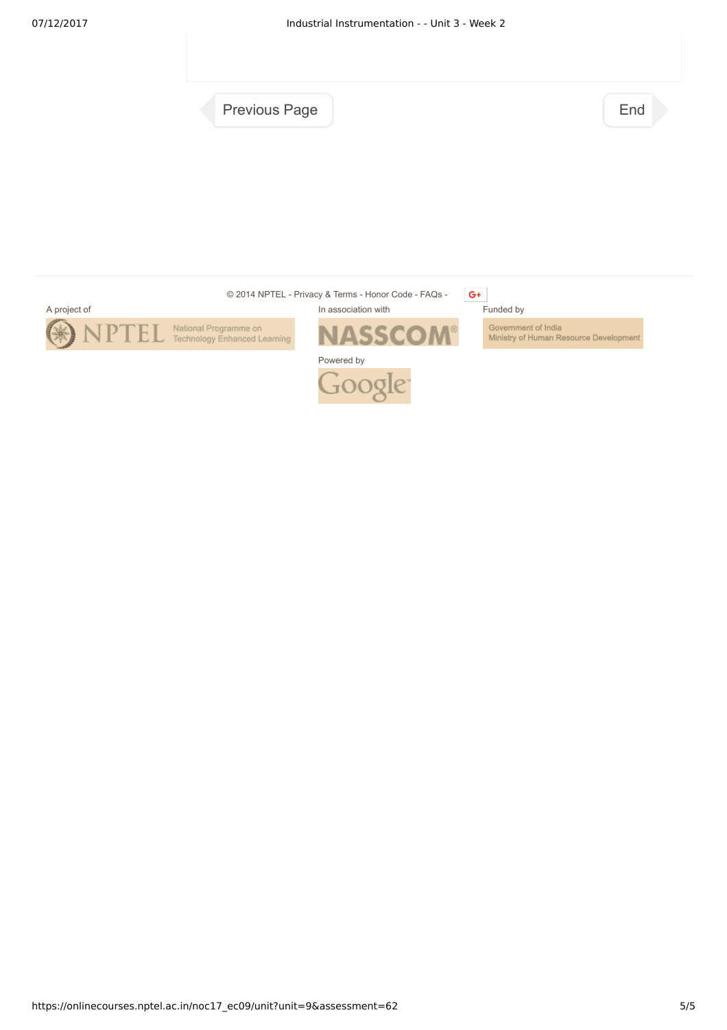Previous Page

End

© 2014 NPTEL - Privacy & Terms - Honor Code - FAQs -

A project of

NPTEL National Programme on Technology Enhanced Learning

In association with

NASSCOM

Funded by

Government of India
Ministry of Human Resource Development

Powered by

Google